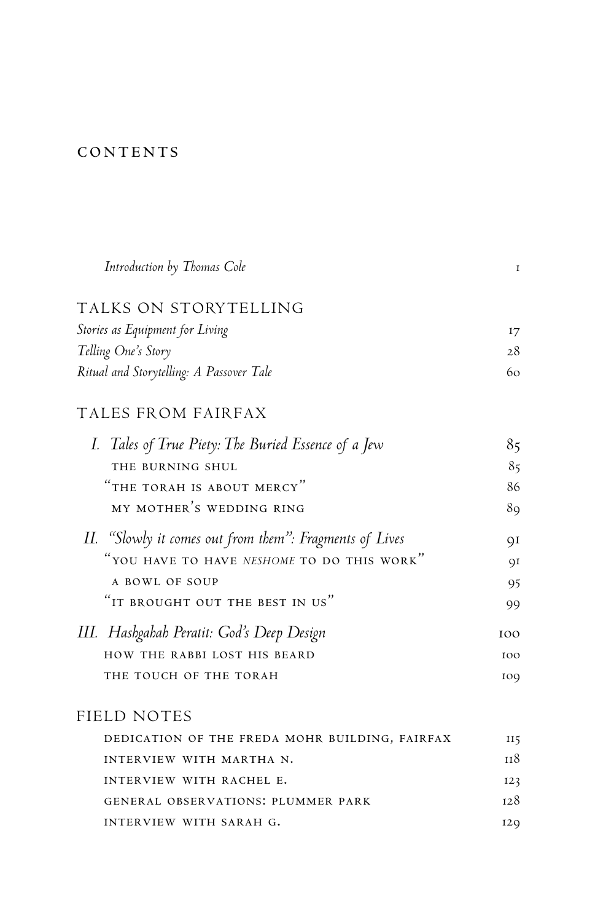# CONTENTS

| | |
|---|---|
| *Introduction by Thomas Cole* | 1 |
| **TALKS ON STORYTELLING** | |
| *Stories as Equipment for Living* | 17 |
| *Telling One's Story* | 28 |
| *Ritual and Storytelling: A Passover Tale* | 60 |
| **TALES FROM FAIRFAX** | |
| *I. Tales of True Piety: The Buried Essence of a Jew* | 85 |
| THE BURNING SHUL | 85 |
| "THE TORAH IS ABOUT MERCY" | 86 |
| MY MOTHER'S WEDDING RING | 89 |
| *II. "Slowly it comes out from them": Fragments of Lives* | 91 |
| "YOU HAVE TO HAVE *NESHOME* TO DO THIS WORK" | 91 |
| A BOWL OF SOUP | 95 |
| "IT BROUGHT OUT THE BEST IN US" | 99 |
| *III. Hashgahah Peratit: God's Deep Design* | 100 |
| HOW THE RABBI LOST HIS BEARD | 100 |
| THE TOUCH OF THE TORAH | 109 |
| **FIELD NOTES** | |
| DEDICATION OF THE FREDA MOHR BUILDING, FAIRFAX | 115 |
| INTERVIEW WITH MARTHA N. | 118 |
| INTERVIEW WITH RACHEL E. | 123 |
| GENERAL OBSERVATIONS: PLUMMER PARK | 128 |
| INTERVIEW WITH SARAH G. | 129 |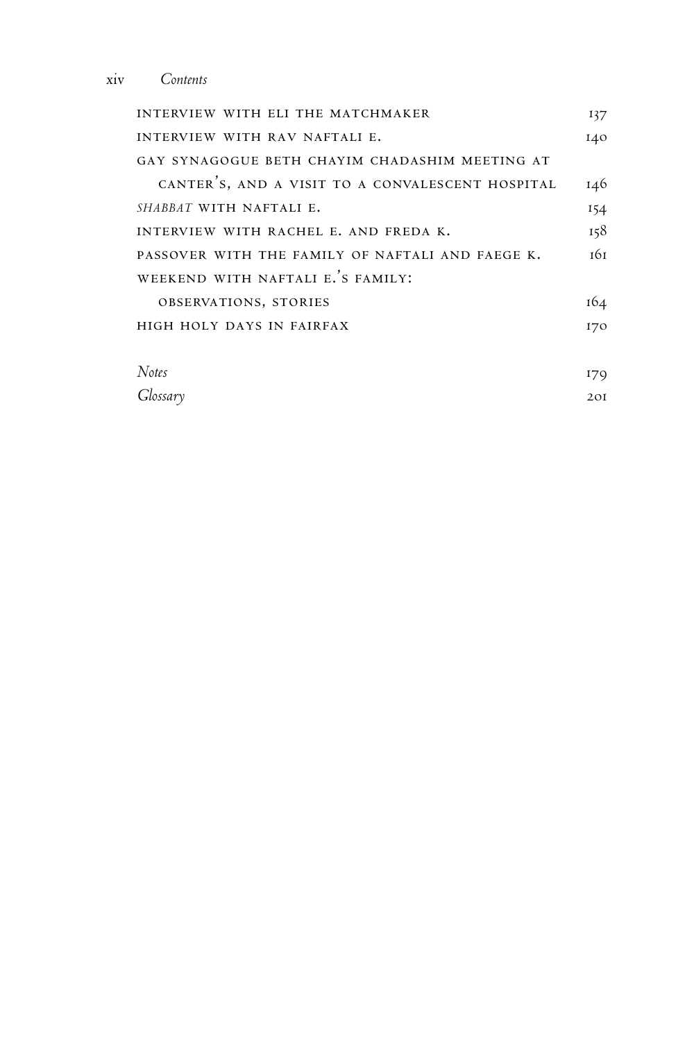INTERVIEW WITH ELI THE MATCHMAKER 137
INTERVIEW WITH RAV NAFTALI E. 140
GAY SYNAGOGUE BETH CHAYIM CHADASHIM MEETING AT CANTER'S, AND A VISIT TO A CONVALESCENT HOSPITAL 146
*SHABBAT* WITH NAFTALI E. 154
INTERVIEW WITH RACHEL E. AND FREDA K. 158
PASSOVER WITH THE FAMILY OF NAFTALI AND FAEGE K. 161
WEEKEND WITH NAFTALI E.'S FAMILY: OBSERVATIONS, STORIES 164
HIGH HOLY DAYS IN FAIRFAX 170

*Notes* 179
*Glossary* 201